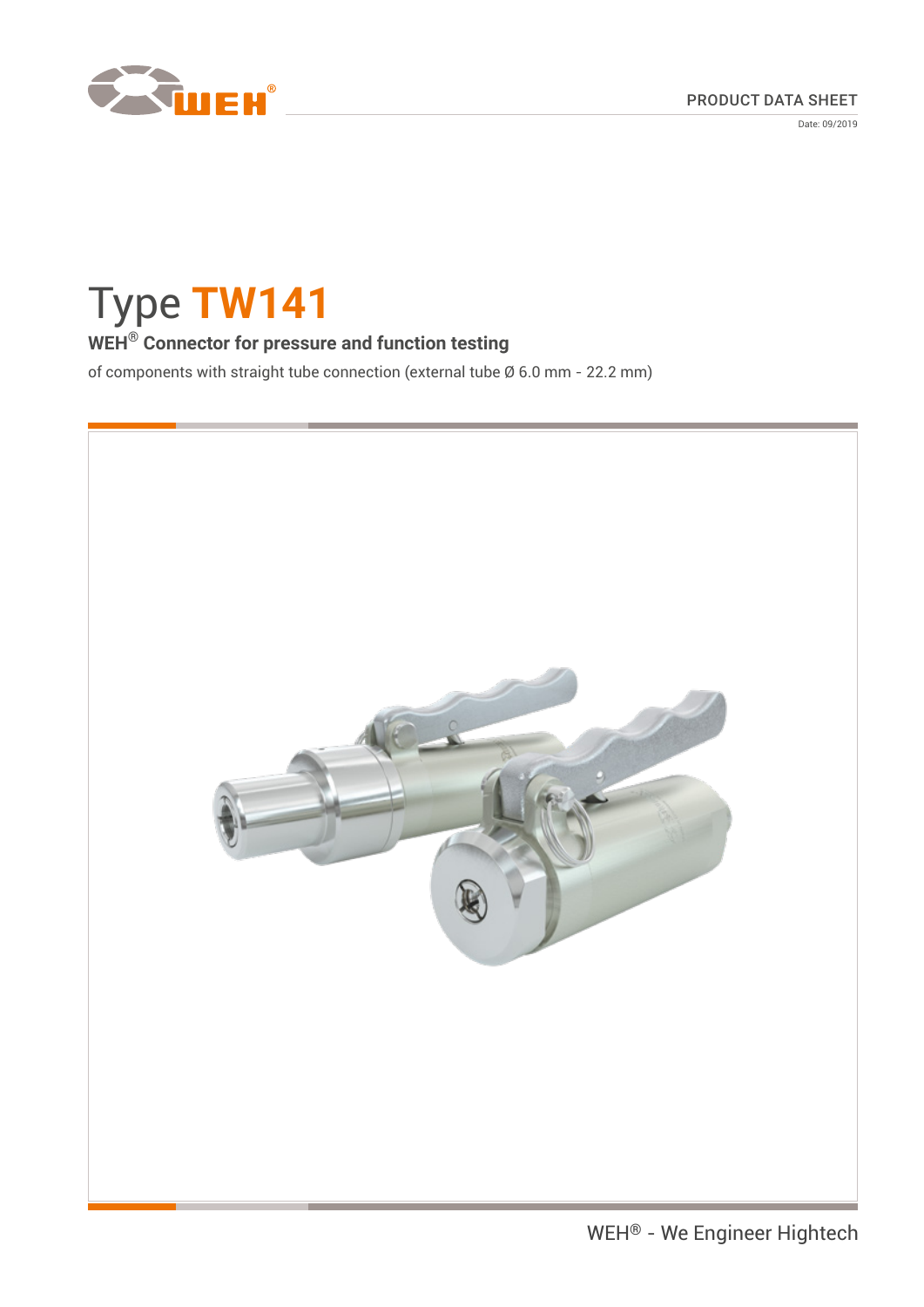PRODUCT DATA SHEET

Date: 09/2019

# Type TW141

## WEH® Connector for pressure and function testing

of components with straight tube connection (external tube Ø 6.0 mm - 22.2 mm)

WEH® - We Engineer Hightech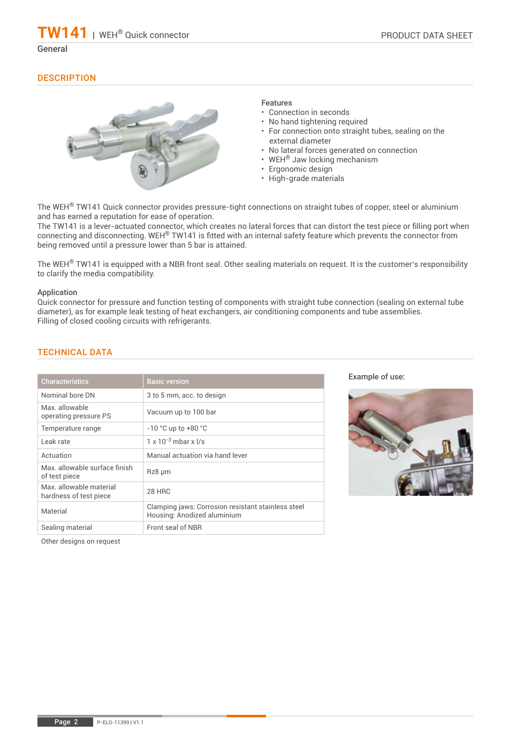# TW141 | WEH® Quick connector

General

## DESCRIPTION

**Features**

- Connection in seconds
- No hand tightening required
- For connection onto straight tubes, sealing on the external diameter
- No lateral forces generated on connection
- WEH® Jaw locking mechanism
- Ergonomic design
- High-grade materials

The WEH® TW141 Quick connector provides pressure-tight connections on straight tubes of copper, steel or aluminium and has earned a reputation for ease of operation.
The TW141 is a lever-actuated connector, which creates no lateral forces that can distort the test piece or filling port when connecting and disconnecting. WEH® TW141 is fitted with an internal safety feature which prevents the connector from being removed until a pressure lower than 5 bar is attained.

The WEH® TW141 is equipped with a NBR front seal. Other sealing materials on request. It is the customer's responsibility to clarify the media compatibility.

**Application**

Quick connector for pressure and function testing of components with straight tube connection (sealing on external tube diameter), as for example leak testing of heat exchangers, air conditioning components and tube assemblies.
Filling of closed cooling circuits with refrigerants.

## TECHNICAL DATA

| Characteristics | Basic version |
|---|---|
| Nominal bore DN | 3 to 5 mm, acc. to design |
| Max. allowable operating pressure PS | Vacuum up to 100 bar |
| Temperature range | -10 °C up to +80 °C |
| Leak rate | 1 x $10^{-3}$ mbar x l/s |
| Actuation | Manual actuation via hand lever |
| Max. allowable surface finish of test piece | Rz8 µm |
| Max. allowable material hardness of test piece | 28 HRC |
| Material | Clamping jaws: Corrosion resistant stainless steel<br>Housing: Anodized aluminium |
| Sealing material | Front seal of NBR |

Other designs on request

**Example of use:**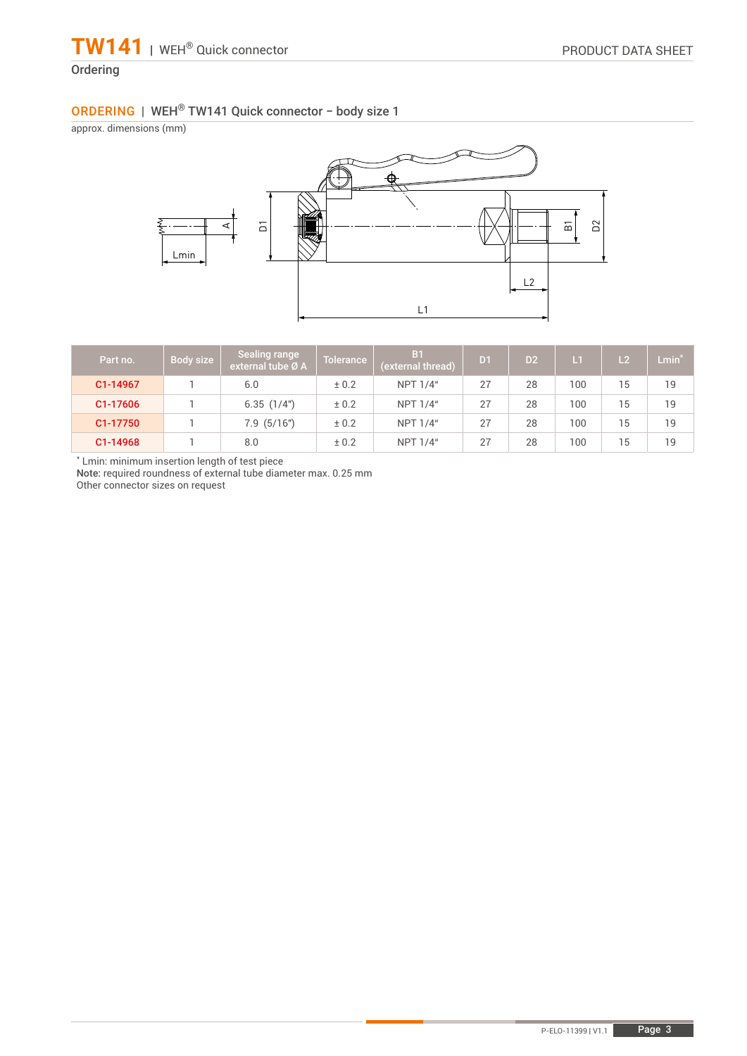## ORDERING | WEH® TW141 Quick connector – body size 1

approx. dimensions (mm)

| Part no. | Body size | Sealing range external tube Ø A | Tolerance | B1 (external thread) | D1 | D2 | L1 | L2 | Lmin* |
|---|---|---|---|---|---|---|---|---|---|
| C1-14967 | 1 | 6.0 | ± 0.2 | NPT 1/4" | 27 | 28 | 100 | 15 | 19 |
| C1-17606 | 1 | 6.35 (1/4") | ± 0.2 | NPT 1/4" | 27 | 28 | 100 | 15 | 19 |
| C1-17750 | 1 | 7.9 (5/16") | ± 0.2 | NPT 1/4" | 27 | 28 | 100 | 15 | 19 |
| C1-14968 | 1 | 8.0 | ± 0.2 | NPT 1/4" | 27 | 28 | 100 | 15 | 19 |

* Lmin: minimum insertion length of test piece

**Note:** required roundness of external tube diameter max. 0.25 mm

Other connector sizes on request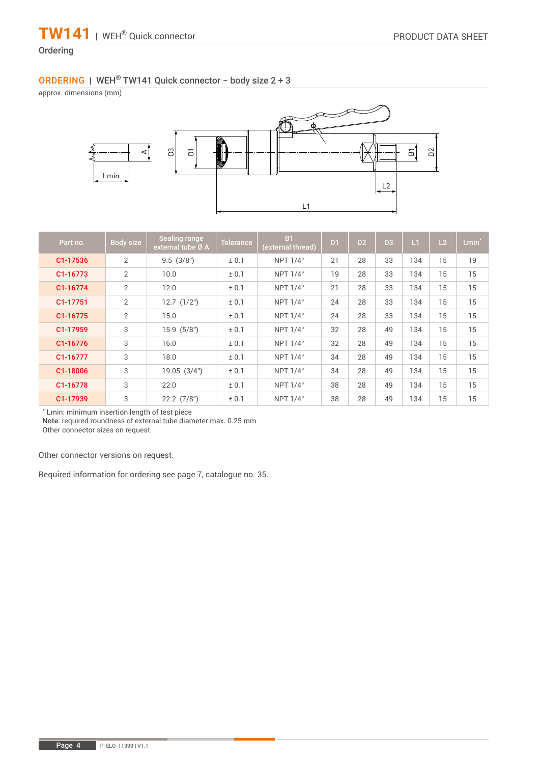## Ordering

## ORDERING | WEH® TW141 Quick connector – body size 2 + 3

approx. dimensions (mm)

| Part no. | Body size | Sealing range external tube Ø A | Tolerance | B1 (external thread) | D1 | D2 | D3 | L1 | L2 | Lmin* |
|---|---|---|---|---|---|---|---|---|---|---|
| C1-17536 | 2 | 9.5 (3/8") | ± 0.1 | NPT 1/4" | 21 | 28 | 33 | 134 | 15 | 19 |
| C1-16773 | 2 | 10.0 | ± 0.1 | NPT 1/4" | 19 | 28 | 33 | 134 | 15 | 15 |
| C1-16774 | 2 | 12.0 | ± 0.1 | NPT 1/4" | 21 | 28 | 33 | 134 | 15 | 15 |
| C1-17751 | 2 | 12.7 (1/2") | ± 0.1 | NPT 1/4" | 24 | 28 | 33 | 134 | 15 | 15 |
| C1-16775 | 2 | 15.0 | ± 0.1 | NPT 1/4" | 24 | 28 | 33 | 134 | 15 | 15 |
| C1-17959 | 3 | 15.9 (5/8") | ± 0.1 | NPT 1/4" | 32 | 28 | 49 | 134 | 15 | 15 |
| C1-16776 | 3 | 16.0 | ± 0.1 | NPT 1/4" | 32 | 28 | 49 | 134 | 15 | 15 |
| C1-16777 | 3 | 18.0 | ± 0.1 | NPT 1/4" | 34 | 28 | 49 | 134 | 15 | 15 |
| C1-18006 | 3 | 19.05 (3/4") | ± 0.1 | NPT 1/4" | 34 | 28 | 49 | 134 | 15 | 15 |
| C1-16778 | 3 | 22.0 | ± 0.1 | NPT 1/4" | 38 | 28 | 49 | 134 | 15 | 15 |
| C1-17939 | 3 | 22.2 (7/8") | ± 0.1 | NPT 1/4" | 38 | 28 | 49 | 134 | 15 | 15 |

* Lmin: minimum insertion length of test piece
**Note:** required roundness of external tube diameter max. 0.25 mm
Other connector sizes on request

Other connector versions on request.

Required information for ordering see page 7, catalogue no. 35.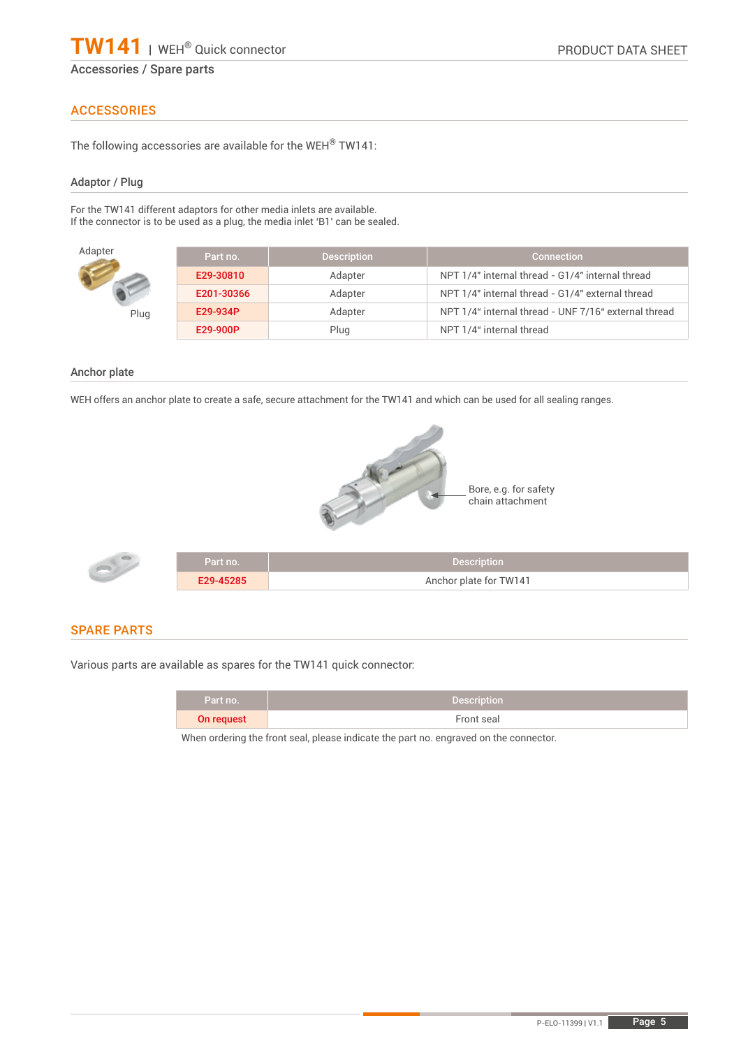Accessories / Spare parts

## ACCESSORIES

The following accessories are available for the WEH® TW141:

### Adaptor / Plug

For the TW141 different adaptors for other media inlets are available.
If the connector is to be used as a plug, the media inlet ‘B1’ can be sealed.

Adapter

Plug

| Part no. | Description | Connection |
|---|---|---|
| E29-30810 | Adapter | NPT 1/4“ internal thread - G1/4“ internal thread |
| E201-30366 | Adapter | NPT 1/4“ internal thread - G1/4“ external thread |
| E29-934P | Adapter | NPT 1/4“ internal thread - UNF 7/16“ external thread |
| E29-900P | Plug | NPT 1/4“ internal thread |

### Anchor plate

WEH offers an anchor plate to create a safe, secure attachment for the TW141 and which can be used for all sealing ranges.

Bore, e.g. for safety chain attachment

| Part no. | Description |
|---|---|
| E29-45285 | Anchor plate for TW141 |

## SPARE PARTS

Various parts are available as spares for the TW141 quick connector:

| Part no. | Description |
|---|---|
| On request | Front seal |

When ordering the front seal, please indicate the part no. engraved on the connector.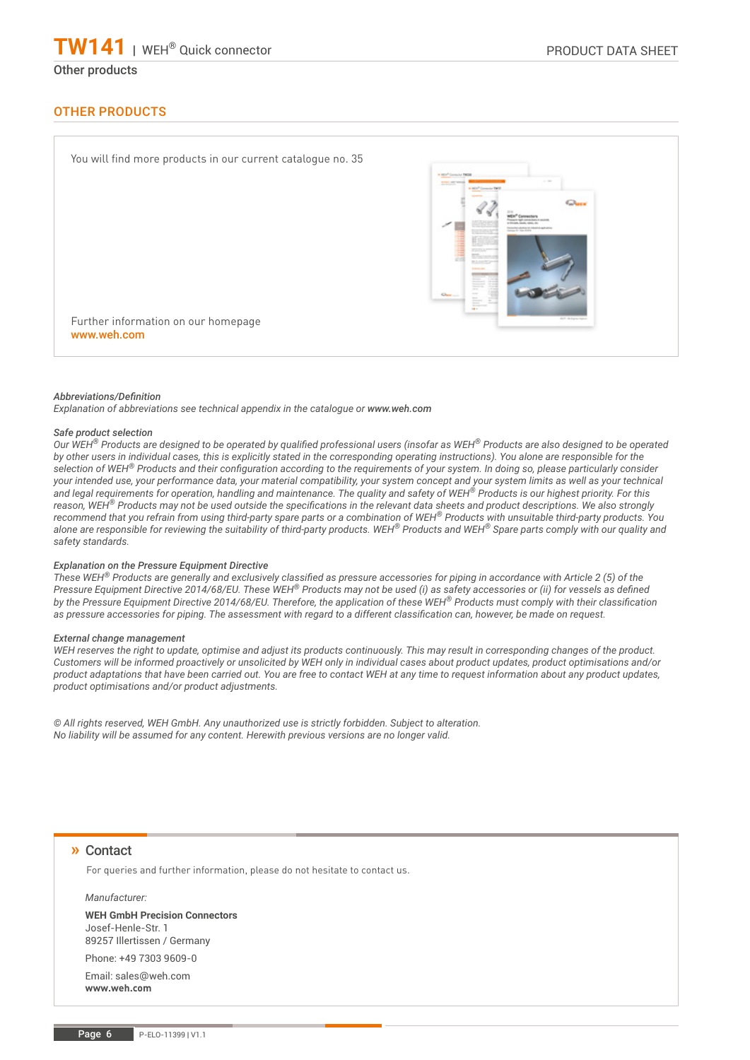## OTHER PRODUCTS

You will find more products in our current catalogue no. 35

Further information on our homepage
www.weh.com

*Abbreviations/Definition*
*Explanation of abbreviations see technical appendix in the catalogue or* ***www.weh.com***

*Safe product selection*
*Our WEH® Products are designed to be operated by qualified professional users (insofar as WEH® Products are also designed to be operated by other users in individual cases, this is explicitly stated in the corresponding operating instructions). You alone are responsible for the selection of WEH® Products and their configuration according to the requirements of your system. In doing so, please particularly consider your intended use, your performance data, your material compatibility, your system concept and your system limits as well as your technical and legal requirements for operation, handling and maintenance. The quality and safety of WEH® Products is our highest priority. For this reason, WEH® Products may not be used outside the specifications in the relevant data sheets and product descriptions. We also strongly recommend that you refrain from using third-party spare parts or a combination of WEH® Products with unsuitable third-party products. You alone are responsible for reviewing the suitability of third-party products. WEH® Products and WEH® Spare parts comply with our quality and safety standards.*

*Explanation on the Pressure Equipment Directive*
*These WEH® Products are generally and exclusively classified as pressure accessories for piping in accordance with Article 2 (5) of the Pressure Equipment Directive 2014/68/EU. These WEH® Products may not be used (i) as safety accessories or (ii) for vessels as defined by the Pressure Equipment Directive 2014/68/EU. Therefore, the application of these WEH® Products must comply with their classification as pressure accessories for piping. The assessment with regard to a different classification can, however, be made on request.*

*External change management*
*WEH reserves the right to update, optimise and adjust its products continuously. This may result in corresponding changes of the product. Customers will be informed proactively or unsolicited by WEH only in individual cases about product updates, product optimisations and/or product adaptations that have been carried out. You are free to contact WEH at any time to request information about any product updates, product optimisations and/or product adjustments.*

*© All rights reserved, WEH GmbH. Any unauthorized use is strictly forbidden. Subject to alteration.*
*No liability will be assumed for any content. Herewith previous versions are no longer valid.*

## » Contact

For queries and further information, please do not hesitate to contact us.

*Manufacturer:*

**WEH GmbH Precision Connectors**
Josef-Henle-Str. 1
89257 Illertissen / Germany

Phone: +49 7303 9609-0

Email: sales@weh.com
**www.weh.com**

P-ELO-11399 | V1.1